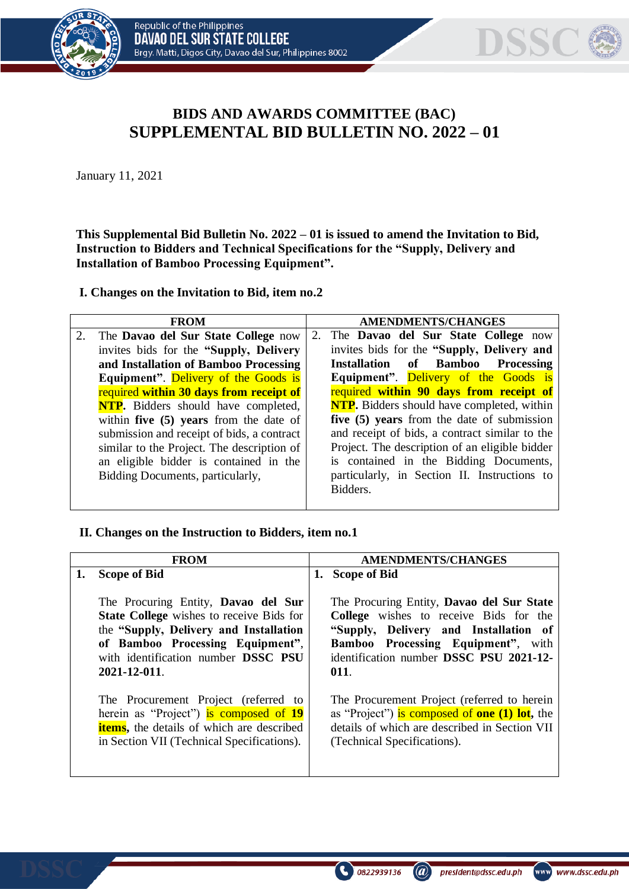## BIDS AND AWARDS COMMITTEE (BAC)

## SUPPLEMENTAL BID BULLETIN NO. 2022 – 01

January 11, 2021

**This Supplemental Bid Bulletin No. 2022 – 01 is issued to amend the Invitation to Bid, Instruction to Bidders and Technical Specifications for the "Supply, Delivery and Installation of Bamboo Processing Equipment".**

### I. Changes on the Invitation to Bid, item no.2

| FROM | AMENDMENTS/CHANGES |
|---|---|
| 2. The **Davao del Sur State College** now invites bids for the **"Supply, Delivery and Installation of Bamboo Processing Equipment"**. Delivery of the Goods is required **within 30 days from receipt of NTP**. Bidders should have completed, within **five (5) years** from the date of submission and receipt of bids, a contract similar to the Project. The description of an eligible bidder is contained in the Bidding Documents, particularly, | 2. The **Davao del Sur State College** now invites bids for the **"Supply, Delivery and Installation of Bamboo Processing Equipment"**. Delivery of the Goods is required **within 90 days from receipt of NTP.** Bidders should have completed, within **five (5) years** from the date of submission and receipt of bids, a contract similar to the Project. The description of an eligible bidder is contained in the Bidding Documents, particularly, in Section II. Instructions to Bidders. |

### II. Changes on the Instruction to Bidders, item no.1

| FROM | AMENDMENTS/CHANGES |
|---|---|
| **1. Scope of Bid**<br><br>The Procuring Entity, **Davao del Sur State College** wishes to receive Bids for the **"Supply, Delivery and Installation of Bamboo Processing Equipment"**, with identification number **DSSC PSU 2021-12-011**.<br><br>The Procurement Project (referred to herein as "Project") is composed of **19 items**, the details of which are described in Section VII (Technical Specifications). | **1. Scope of Bid**<br><br>The Procuring Entity, **Davao del Sur State College** wishes to receive Bids for the **"Supply, Delivery and Installation of Bamboo Processing Equipment"**, with identification number **DSSC PSU 2021-12-011**.<br><br>The Procurement Project (referred to herein as "Project") is composed of **one (1) lot,** the details of which are described in Section VII (Technical Specifications). |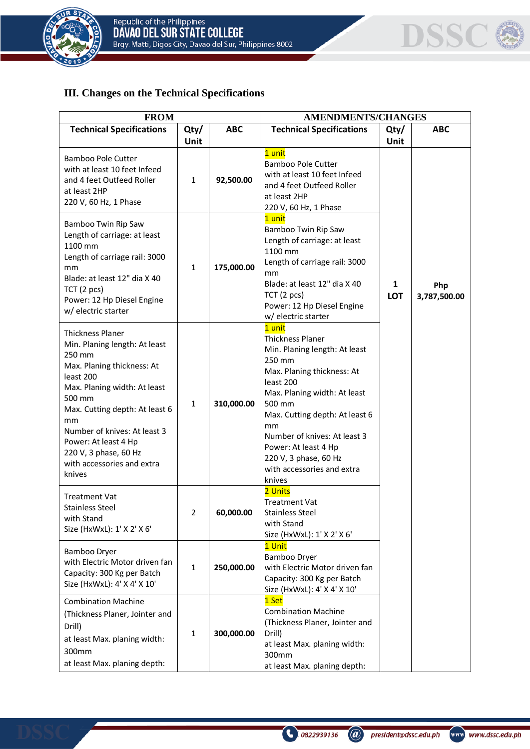### III. Changes on the Technical Specifications

| FROM | | | AMENDMENTS/CHANGES | | |
|---|---|---|---|---|---|
| **Technical Specifications** | **Qty/ Unit** | **ABC** | **Technical Specifications** | **Qty/ Unit** | **ABC** |
| Bamboo Pole Cutter<br>with at least 10 feet Infeed and 4 feet Outfeed Roller<br>at least 2HP<br>220 V, 60 Hz, 1 Phase | 1 | **92,500.00** | 1 unit<br>Bamboo Pole Cutter<br>with at least 10 feet Infeed and 4 feet Outfeed Roller<br>at least 2HP<br>220 V, 60 Hz, 1 Phase | **1 LOT** | **Php 3,787,500.00** |
| Bamboo Twin Rip Saw<br>Length of carriage: at least 1100 mm<br>Length of carriage rail: 3000 mm<br>Blade: at least 12" dia X 40 TCT (2 pcs)<br>Power: 12 Hp Diesel Engine w/ electric starter | 1 | **175,000.00** | 1 unit<br>Bamboo Twin Rip Saw<br>Length of carriage: at least 1100 mm<br>Length of carriage rail: 3000 mm<br>Blade: at least 12" dia X 40 TCT (2 pcs)<br>Power: 12 Hp Diesel Engine w/ electric starter | | |
| Thickness Planer<br>Min. Planing length: At least 250 mm<br>Max. Planing thickness: At least 200<br>Max. Planing width: At least 500 mm<br>Max. Cutting depth: At least 6 mm<br>Number of knives: At least 3<br>Power: At least 4 Hp<br>220 V, 3 phase, 60 Hz<br>with accessories and extra knives | 1 | **310,000.00** | 1 unit<br>Thickness Planer<br>Min. Planing length: At least 250 mm<br>Max. Planing thickness: At least 200<br>Max. Planing width: At least 500 mm<br>Max. Cutting depth: At least 6 mm<br>Number of knives: At least 3<br>Power: At least 4 Hp<br>220 V, 3 phase, 60 Hz<br>with accessories and extra knives | | |
| Treatment Vat<br>Stainless Steel<br>with Stand<br>Size (HxWxL): 1' X 2' X 6' | 2 | **60,000.00** | 2 Units<br>Treatment Vat<br>Stainless Steel<br>with Stand<br>Size (HxWxL): 1' X 2' X 6' | | |
| Bamboo Dryer<br>with Electric Motor driven fan<br>Capacity: 300 Kg per Batch<br>Size (HxWxL): 4' X 4' X 10' | 1 | **250,000.00** | 1 Unit<br>Bamboo Dryer<br>with Electric Motor driven fan<br>Capacity: 300 Kg per Batch<br>Size (HxWxL): 4' X 4' X 10' | | |
| Combination Machine<br>(Thickness Planer, Jointer and Drill)<br>at least Max. planing width: 300mm<br>at least Max. planing depth: | 1 | **300,000.00** | 1 Set<br>Combination Machine<br>(Thickness Planer, Jointer and Drill)<br>at least Max. planing width: 300mm<br>at least Max. planing depth: | | |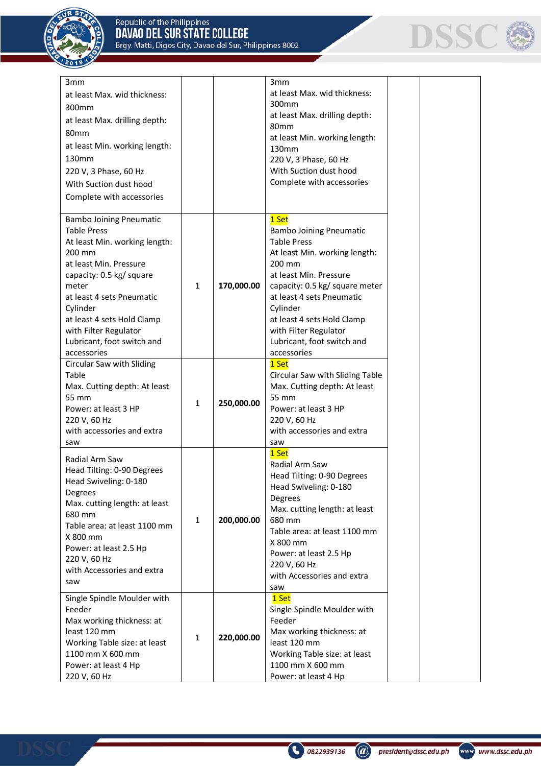| | | | | | |
|---|---|---|---|---|---|
| 3mm<br>at least Max. wid thickness: 300mm<br>at least Max. drilling depth: 80mm<br>at least Min. working length: 130mm<br>220 V, 3 Phase, 60 Hz<br>With Suction dust hood<br>Complete with accessories | | | 3mm<br>at least Max. wid thickness: 300mm<br>at least Max. drilling depth: 80mm<br>at least Min. working length: 130mm<br>220 V, 3 Phase, 60 Hz<br>With Suction dust hood<br>Complete with accessories | | |
| Bambo Joining Pneumatic Table Press<br>At least Min. working length: 200 mm<br>at least Min. Pressure capacity: 0.5 kg/ square meter<br>at least 4 sets Pneumatic Cylinder<br>at least 4 sets Hold Clamp with Filter Regulator Lubricant, foot switch and accessories | 1 | **170,000.00** | 1 Set<br>Bambo Joining Pneumatic Table Press<br>At least Min. working length: 200 mm<br>at least Min. Pressure capacity: 0.5 kg/ square meter<br>at least 4 sets Pneumatic Cylinder<br>at least 4 sets Hold Clamp with Filter Regulator Lubricant, foot switch and accessories | | |
| Circular Saw with Sliding Table<br>Max. Cutting depth: At least 55 mm<br>Power: at least 3 HP<br>220 V, 60 Hz<br>with accessories and extra saw | 1 | **250,000.00** | 1 Set<br>Circular Saw with Sliding Table<br>Max. Cutting depth: At least 55 mm<br>Power: at least 3 HP<br>220 V, 60 Hz<br>with accessories and extra saw | | |
| Radial Arm Saw<br>Head Tilting: 0-90 Degrees<br>Head Swiveling: 0-180 Degrees<br>Max. cutting length: at least 680 mm<br>Table area: at least 1100 mm X 800 mm<br>Power: at least 2.5 Hp<br>220 V, 60 Hz<br>with Accessories and extra saw | 1 | **200,000.00** | 1 Set<br>Radial Arm Saw<br>Head Tilting: 0-90 Degrees<br>Head Swiveling: 0-180 Degrees<br>Max. cutting length: at least 680 mm<br>Table area: at least 1100 mm X 800 mm<br>Power: at least 2.5 Hp<br>220 V, 60 Hz<br>with Accessories and extra saw | | |
| Single Spindle Moulder with Feeder<br>Max working thickness: at least 120 mm<br>Working Table size: at least 1100 mm X 600 mm<br>Power: at least 4 Hp<br>220 V, 60 Hz | 1 | **220,000.00** | 1 Set<br>Single Spindle Moulder with Feeder<br>Max working thickness: at least 120 mm<br>Working Table size: at least 1100 mm X 600 mm<br>Power: at least 4 Hp | | |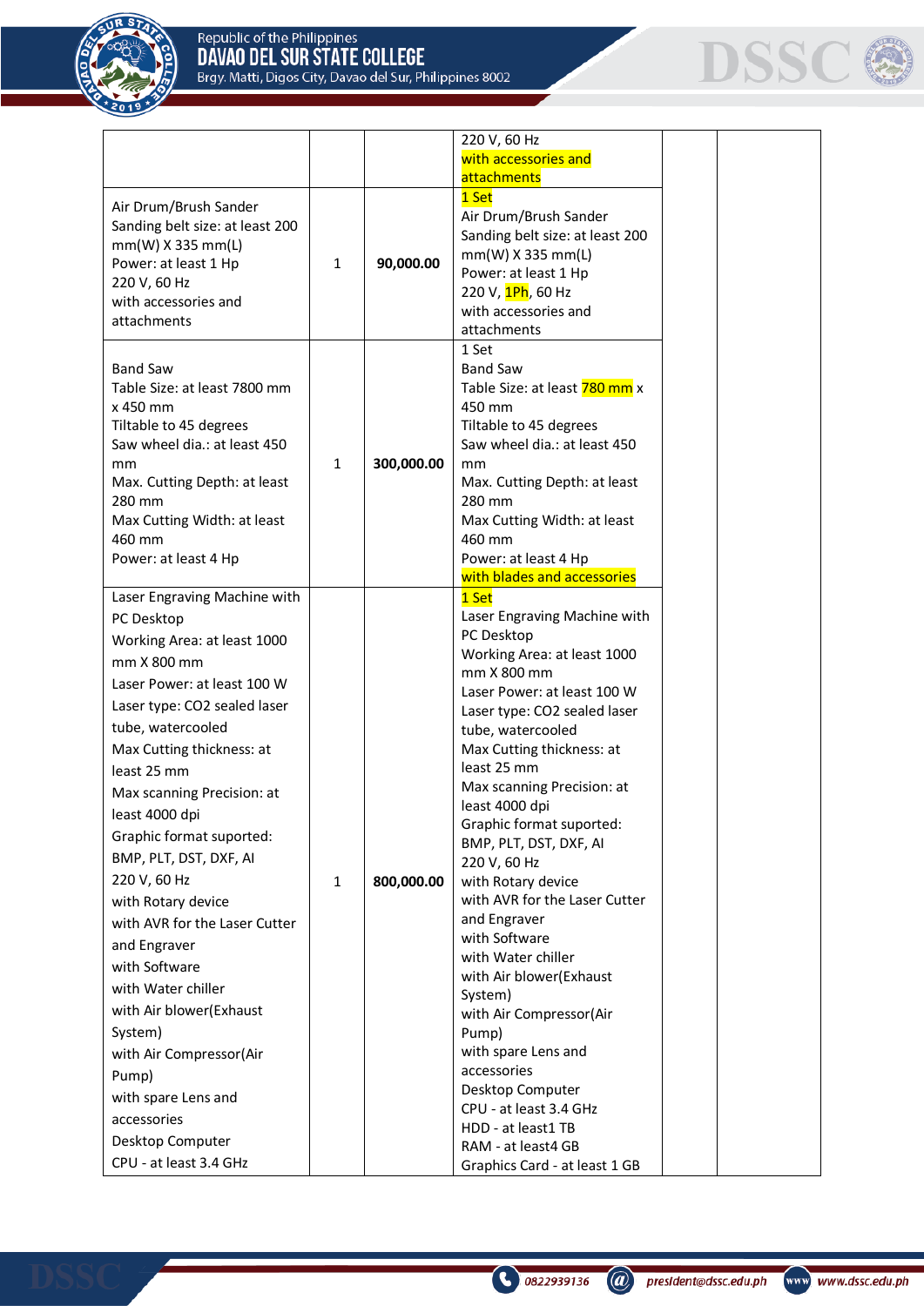| | | | | | |
|---|---|---|---|---|---|
| | | | 220 V, 60 Hz<br>with accessories and attachments | | |
| Air Drum/Brush Sander<br>Sanding belt size: at least 200 mm(W) X 335 mm(L)<br>Power: at least 1 Hp<br>220 V, 60 Hz<br>with accessories and attachments | 1 | **90,000.00** | 1 Set<br>Air Drum/Brush Sander<br>Sanding belt size: at least 200 mm(W) X 335 mm(L)<br>Power: at least 1 Hp<br>220 V, 1Ph, 60 Hz<br>with accessories and attachments | | |
| Band Saw<br>Table Size: at least 7800 mm x 450 mm<br>Tiltable to 45 degrees<br>Saw wheel dia.: at least 450 mm<br>Max. Cutting Depth: at least 280 mm<br>Max Cutting Width: at least 460 mm<br>Power: at least 4 Hp | 1 | **300,000.00** | 1 Set<br>Band Saw<br>Table Size: at least 780 mm x 450 mm<br>Tiltable to 45 degrees<br>Saw wheel dia.: at least 450 mm<br>Max. Cutting Depth: at least 280 mm<br>Max Cutting Width: at least 460 mm<br>Power: at least 4 Hp<br>with blades and accessories | | |
| Laser Engraving Machine with PC Desktop<br>Working Area: at least 1000 mm X 800 mm<br>Laser Power: at least 100 W<br>Laser type: CO2 sealed laser tube, watercooled<br>Max Cutting thickness: at least 25 mm<br>Max scanning Precision: at least 4000 dpi<br>Graphic format suported: BMP, PLT, DST, DXF, AI<br>220 V, 60 Hz<br>with Rotary device<br>with AVR for the Laser Cutter and Engraver<br>with Software<br>with Water chiller<br>with Air blower(Exhaust System)<br>with Air Compressor(Air Pump)<br>with spare Lens and accessories<br>Desktop Computer<br>CPU - at least 3.4 GHz | 1 | **800,000.00** | 1 Set<br>Laser Engraving Machine with PC Desktop<br>Working Area: at least 1000 mm X 800 mm<br>Laser Power: at least 100 W<br>Laser type: CO2 sealed laser tube, watercooled<br>Max Cutting thickness: at least 25 mm<br>Max scanning Precision: at least 4000 dpi<br>Graphic format suported: BMP, PLT, DST, DXF, AI<br>220 V, 60 Hz<br>with Rotary device<br>with AVR for the Laser Cutter and Engraver<br>with Software<br>with Water chiller<br>with Air blower(Exhaust System)<br>with Air Compressor(Air Pump)<br>with spare Lens and accessories<br>Desktop Computer<br>CPU - at least 3.4 GHz<br>HDD - at least1 TB<br>RAM - at least4 GB<br>Graphics Card - at least 1 GB | | |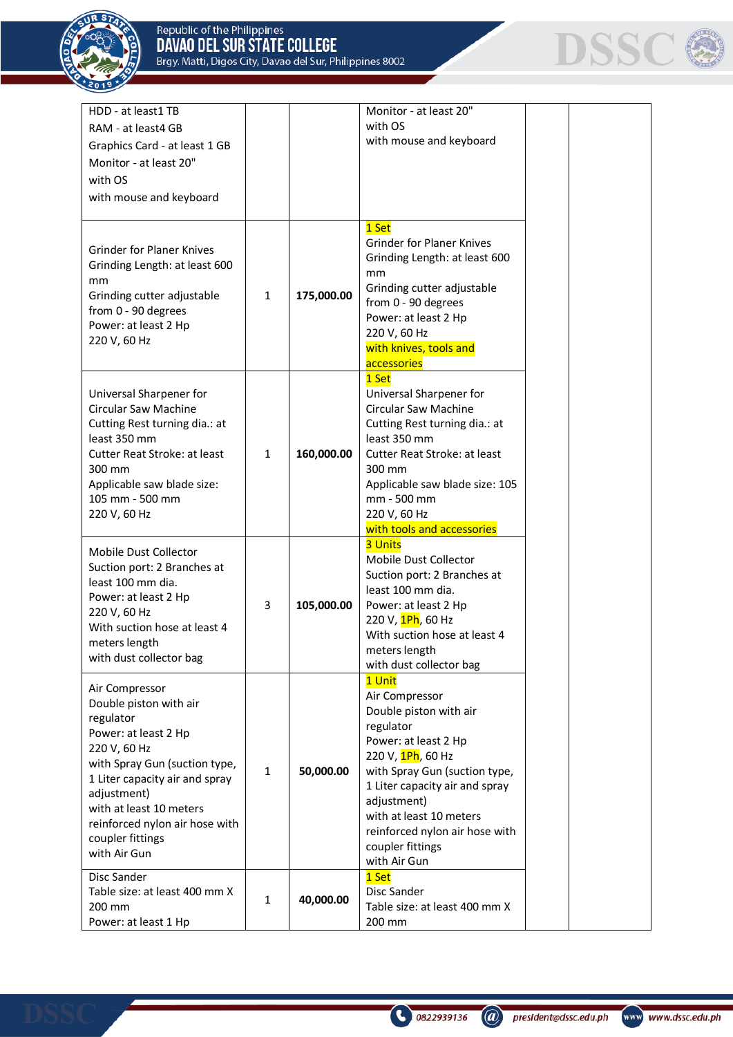| | | | | | |
|---|---|---|---|---|---|
| HDD - at least1 TB<br>RAM - at least4 GB<br>Graphics Card - at least 1 GB<br>Monitor - at least 20"<br>with OS<br>with mouse and keyboard | | | Monitor - at least 20"<br>with OS<br>with mouse and keyboard | | |
| Grinder for Planer Knives<br>Grinding Length: at least 600 mm<br>Grinding cutter adjustable from 0 - 90 degrees<br>Power: at least 2 Hp<br>220 V, 60 Hz | 1 | **175,000.00** | 1 Set<br>Grinder for Planer Knives<br>Grinding Length: at least 600 mm<br>Grinding cutter adjustable from 0 - 90 degrees<br>Power: at least 2 Hp<br>220 V, 60 Hz<br>with knives, tools and accessories | | |
| Universal Sharpener for Circular Saw Machine<br>Cutting Rest turning dia.: at least 350 mm<br>Cutter Reat Stroke: at least 300 mm<br>Applicable saw blade size: 105 mm - 500 mm<br>220 V, 60 Hz | 1 | **160,000.00** | 1 Set<br>Universal Sharpener for Circular Saw Machine<br>Cutting Rest turning dia.: at least 350 mm<br>Cutter Reat Stroke: at least 300 mm<br>Applicable saw blade size: 105 mm - 500 mm<br>220 V, 60 Hz<br>with tools and accessories | | |
| Mobile Dust Collector<br>Suction port: 2 Branches at least 100 mm dia.<br>Power: at least 2 Hp<br>220 V, 60 Hz<br>With suction hose at least 4 meters length<br>with dust collector bag | 3 | **105,000.00** | 3 Units<br>Mobile Dust Collector<br>Suction port: 2 Branches at least 100 mm dia.<br>Power: at least 2 Hp<br>220 V, 1Ph, 60 Hz<br>With suction hose at least 4 meters length<br>with dust collector bag | | |
| Air Compressor<br>Double piston with air regulator<br>Power: at least 2 Hp<br>220 V, 60 Hz<br>with Spray Gun (suction type, 1 Liter capacity air and spray adjustment)<br>with at least 10 meters reinforced nylon air hose with coupler fittings<br>with Air Gun | 1 | **50,000.00** | 1 Unit<br>Air Compressor<br>Double piston with air regulator<br>Power: at least 2 Hp<br>220 V, 1Ph, 60 Hz<br>with Spray Gun (suction type, 1 Liter capacity air and spray adjustment)<br>with at least 10 meters reinforced nylon air hose with coupler fittings<br>with Air Gun | | |
| Disc Sander<br>Table size: at least 400 mm X 200 mm<br>Power: at least 1 Hp | 1 | **40,000.00** | 1 Set<br>Disc Sander<br>Table size: at least 400 mm X 200 mm | | |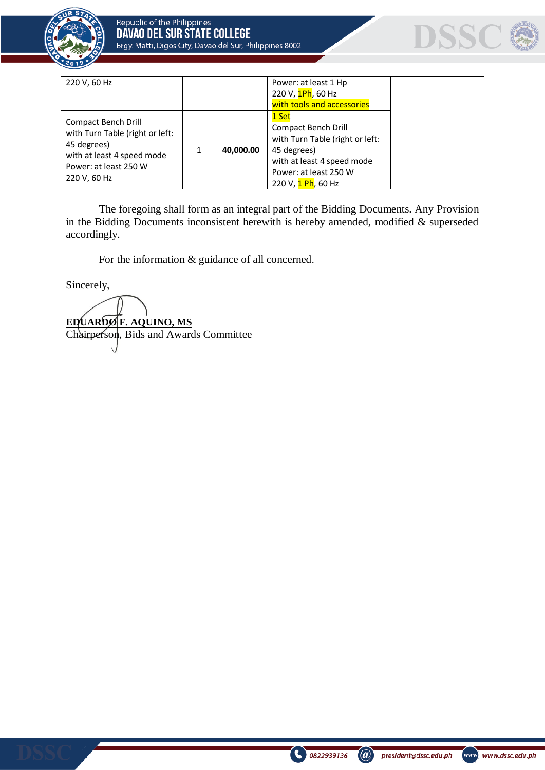| | | | | | |
|---|---|---|---|---|---|
| 220 V, 60 Hz | | | Power: at least 1 Hp<br>220 V, 1Ph, 60 Hz<br>with tools and accessories | | |
| Compact Bench Drill<br>with Turn Table (right or left: 45 degrees)<br>with at least 4 speed mode<br>Power: at least 250 W<br>220 V, 60 Hz | 1 | **40,000.00** | 1 Set<br>Compact Bench Drill<br>with Turn Table (right or left: 45 degrees)<br>with at least 4 speed mode<br>Power: at least 250 W<br>220 V, 1 Ph, 60 Hz | | |

The foregoing shall form as an integral part of the Bidding Documents. Any Provision in the Bidding Documents inconsistent herewith is hereby amended, modified & superseded accordingly.

For the information & guidance of all concerned.

Sincerely,

**EDUARDO F. AQUINO, MS**
Chairperson, Bids and Awards Committee